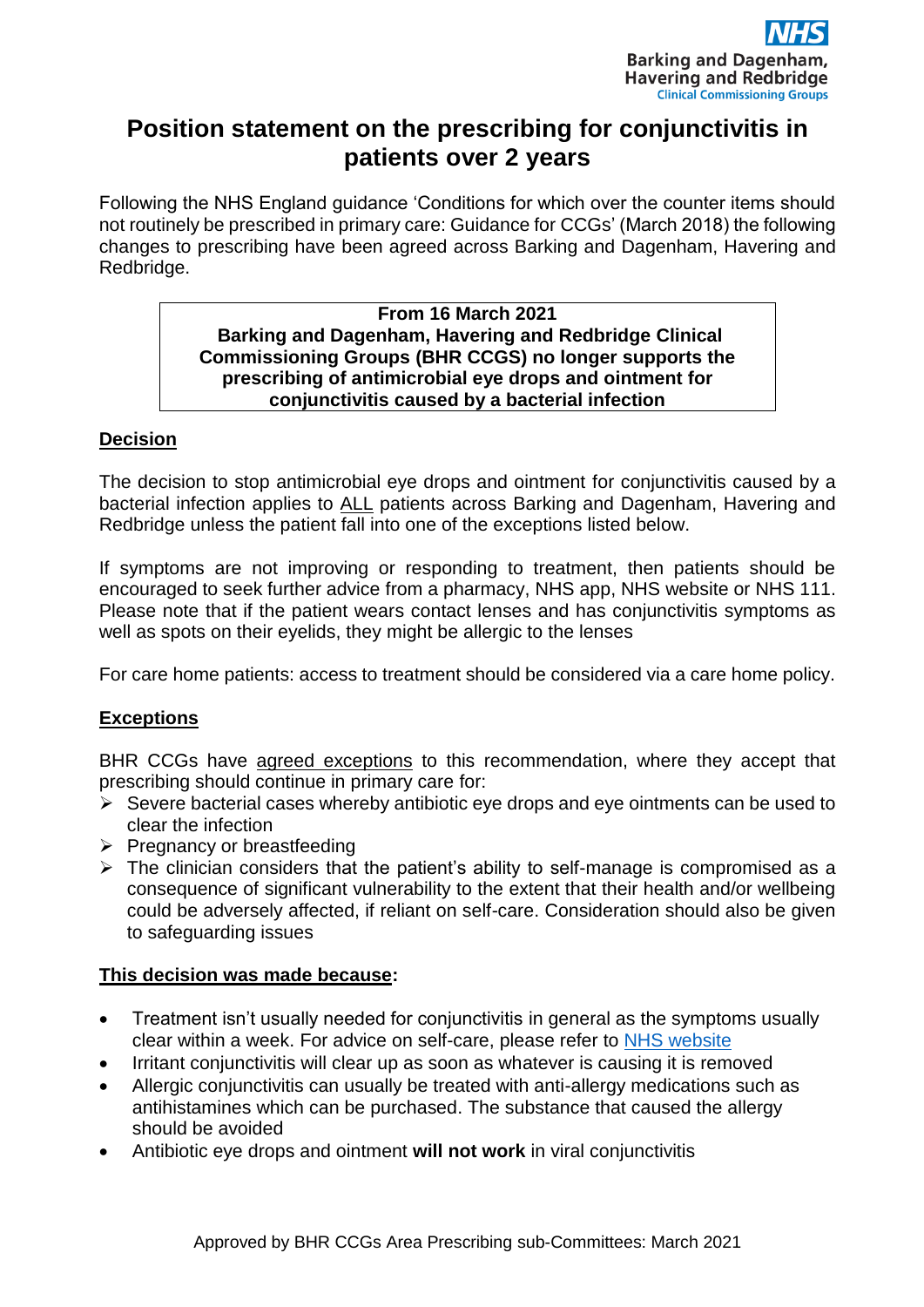NHS
Barking and Dagenham, Havering and Redbridge
Clinical Commissioning Groups

# Position statement on the prescribing for conjunctivitis in patients over 2 years

Following the NHS England guidance 'Conditions for which over the counter items should not routinely be prescribed in primary care: Guidance for CCGs' (March 2018) the following changes to prescribing have been agreed across Barking and Dagenham, Havering and Redbridge.

| **From 16 March 2021**<br>**Barking and Dagenham, Havering and Redbridge Clinical Commissioning Groups (BHR CCGS) no longer supports the prescribing of antimicrobial eye drops and ointment for conjunctivitis caused by a bacterial infection** |
|---|

## Decision

The decision to stop antimicrobial eye drops and ointment for conjunctivitis caused by a bacterial infection applies to ALL patients across Barking and Dagenham, Havering and Redbridge unless the patient fall into one of the exceptions listed below.

If symptoms are not improving or responding to treatment, then patients should be encouraged to seek further advice from a pharmacy, NHS app, NHS website or NHS 111. Please note that if the patient wears contact lenses and has conjunctivitis symptoms as well as spots on their eyelids, they might be allergic to the lenses

For care home patients: access to treatment should be considered via a care home policy.

## Exceptions

BHR CCGs have agreed exceptions to this recommendation, where they accept that prescribing should continue in primary care for:

- Severe bacterial cases whereby antibiotic eye drops and eye ointments can be used to clear the infection
- Pregnancy or breastfeeding
- The clinician considers that the patient's ability to self-manage is compromised as a consequence of significant vulnerability to the extent that their health and/or wellbeing could be adversely affected, if reliant on self-care. Consideration should also be given to safeguarding issues

## This decision was made because:

- Treatment isn't usually needed for conjunctivitis in general as the symptoms usually clear within a week. For advice on self-care, please refer to NHS website
- Irritant conjunctivitis will clear up as soon as whatever is causing it is removed
- Allergic conjunctivitis can usually be treated with anti-allergy medications such as antihistamines which can be purchased. The substance that caused the allergy should be avoided
- Antibiotic eye drops and ointment **will not work** in viral conjunctivitis

Approved by BHR CCGs Area Prescribing sub-Committees: March 2021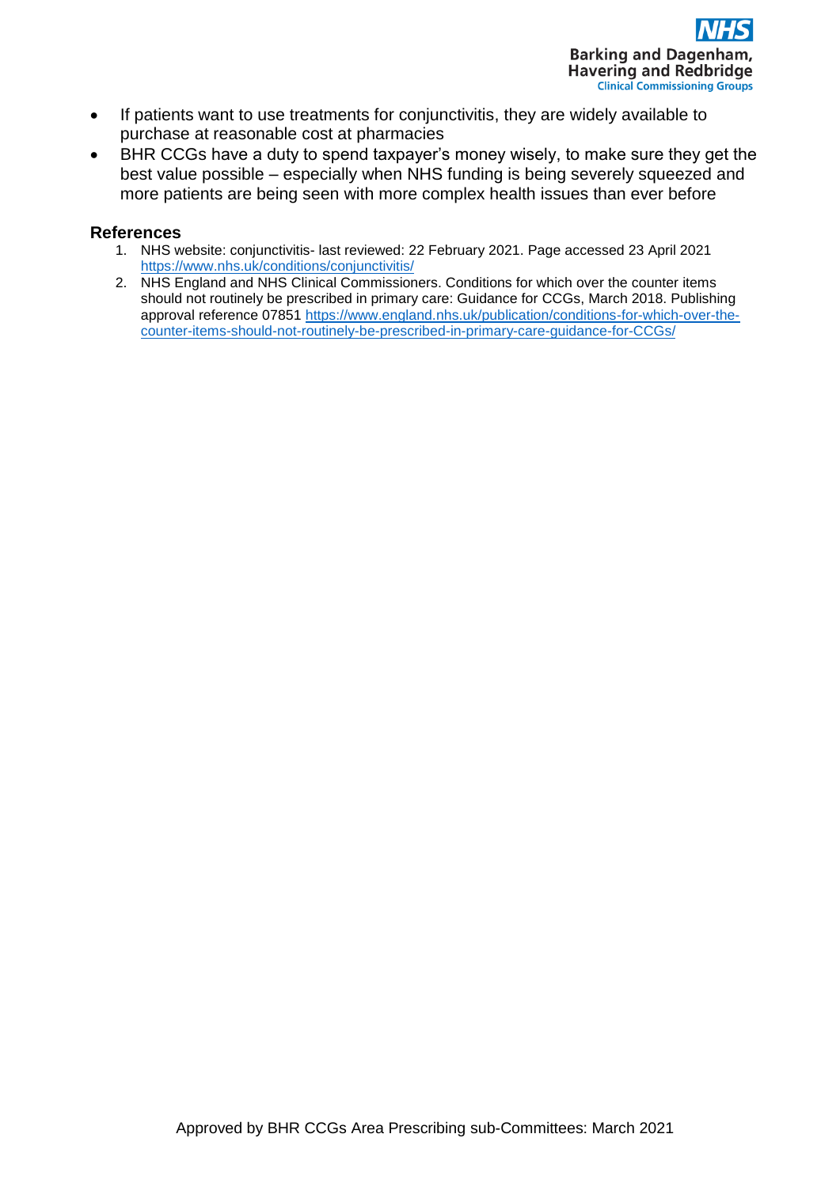- If patients want to use treatments for conjunctivitis, they are widely available to purchase at reasonable cost at pharmacies
- BHR CCGs have a duty to spend taxpayer's money wisely, to make sure they get the best value possible – especially when NHS funding is being severely squeezed and more patients are being seen with more complex health issues than ever before

### References

1. NHS website: conjunctivitis- last reviewed: 22 February 2021. Page accessed 23 April 2021 https://www.nhs.uk/conditions/conjunctivitis/
2. NHS England and NHS Clinical Commissioners. Conditions for which over the counter items should not routinely be prescribed in primary care: Guidance for CCGs, March 2018. Publishing approval reference 07851 https://www.england.nhs.uk/publication/conditions-for-which-over-the-counter-items-should-not-routinely-be-prescribed-in-primary-care-guidance-for-CCGs/

Approved by BHR CCGs Area Prescribing sub-Committees: March 2021